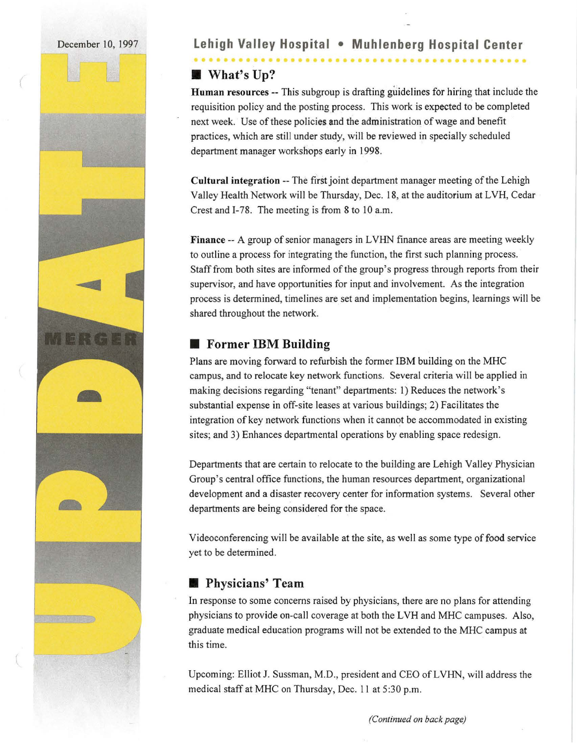December 10, 1997

MERGER UPDATE

# Lehigh Valley Hospital • Muhlenberg Hospital Center

## What's Up?

**Human resources** -- This subgroup is drafting guidelines for hiring that include the requisition policy and the posting process. This work is expected to be completed next week. Use of these policies and the administration of wage and benefit practices, which are still under study, will be reviewed in specially scheduled department manager workshops early in 1998.

**Cultural integration** -- The first joint department manager meeting of the Lehigh Valley Health Network will be Thursday, Dec. 18, at the auditorium at LVH, Cedar Crest and I-78. The meeting is from 8 to 10 a.m.

**Finance** -- A group of senior managers in LVHN finance areas are meeting weekly to outline a process for integrating the function, the first such planning process. Staff from both sites are informed of the group's progress through reports from their supervisor, and have opportunities for input and involvement. As the integration process is determined, timelines are set and implementation begins, learnings will be shared throughout the network.

## Former IBM Building

Plans are moving forward to refurbish the former IBM building on the MHC campus, and to relocate key network functions. Several criteria will be applied in making decisions regarding "tenant" departments: 1) Reduces the network's substantial expense in off-site leases at various buildings; 2) Facilitates the integration of key network functions when it cannot be accommodated in existing sites; and 3) Enhances departmental operations by enabling space redesign.

Departments that are certain to relocate to the building are Lehigh Valley Physician Group's central office functions, the human resources department, organizational development and a disaster recovery center for information systems. Several other departments are being considered for the space.

Videoconferencing will be available at the site, as well as some type of food service yet to be determined.

## Physicians' Team

In response to some concerns raised by physicians, there are no plans for attending physicians to provide on-call coverage at both the LVH and MHC campuses. Also, graduate medical education programs will not be extended to the MHC campus at this time.

Upcoming: Elliot J. Sussman, M.D., president and CEO of LVHN, will address the medical staff at MHC on Thursday, Dec. 11 at 5:30 p.m.

*(Continued on back page)*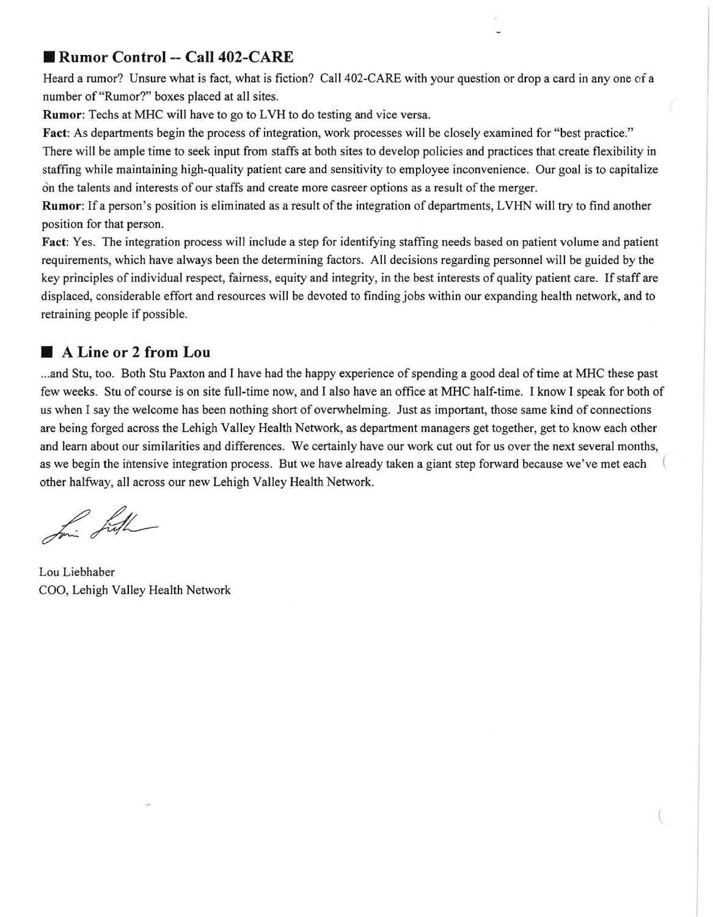## ■ Rumor Control -- Call 402-CARE

Heard a rumor? Unsure what is fact, what is fiction? Call 402-CARE with your question or drop a card in any one of a number of "Rumor?" boxes placed at all sites.

**Rumor**: Techs at MHC will have to go to LVH to do testing and vice versa.

**Fact**: As departments begin the process of integration, work processes will be closely examined for "best practice." There will be ample time to seek input from staffs at both sites to develop policies and practices that create flexibility in staffing while maintaining high-quality patient care and sensitivity to employee inconvenience. Our goal is to capitalize on the talents and interests of our staffs and create more casreer options as a result of the merger.

**Rumor**: If a person's position is eliminated as a result of the integration of departments, LVHN will try to find another position for that person.

**Fact**: Yes. The integration process will include a step for identifying staffing needs based on patient volume and patient requirements, which have always been the determining factors. All decisions regarding personnel will be guided by the key principles of individual respect, fairness, equity and integrity, in the best interests of quality patient care. If staff are displaced, considerable effort and resources will be devoted to finding jobs within our expanding health network, and to retraining people if possible.

## ■ A Line or 2 from Lou

...and Stu, too. Both Stu Paxton and I have had the happy experience of spending a good deal of time at MHC these past few weeks. Stu of course is on site full-time now, and I also have an office at MHC half-time. I know I speak for both of us when I say the welcome has been nothing short of overwhelming. Just as important, those same kind of connections are being forged across the Lehigh Valley Health Network, as department managers get together, get to know each other and learn about our similarities and differences. We certainly have our work cut out for us over the next several months, as we begin the intensive integration process. But we have already taken a giant step forward because we've met each other halfway, all across our new Lehigh Valley Health Network.

Lou Liebhaber
COO, Lehigh Valley Health Network